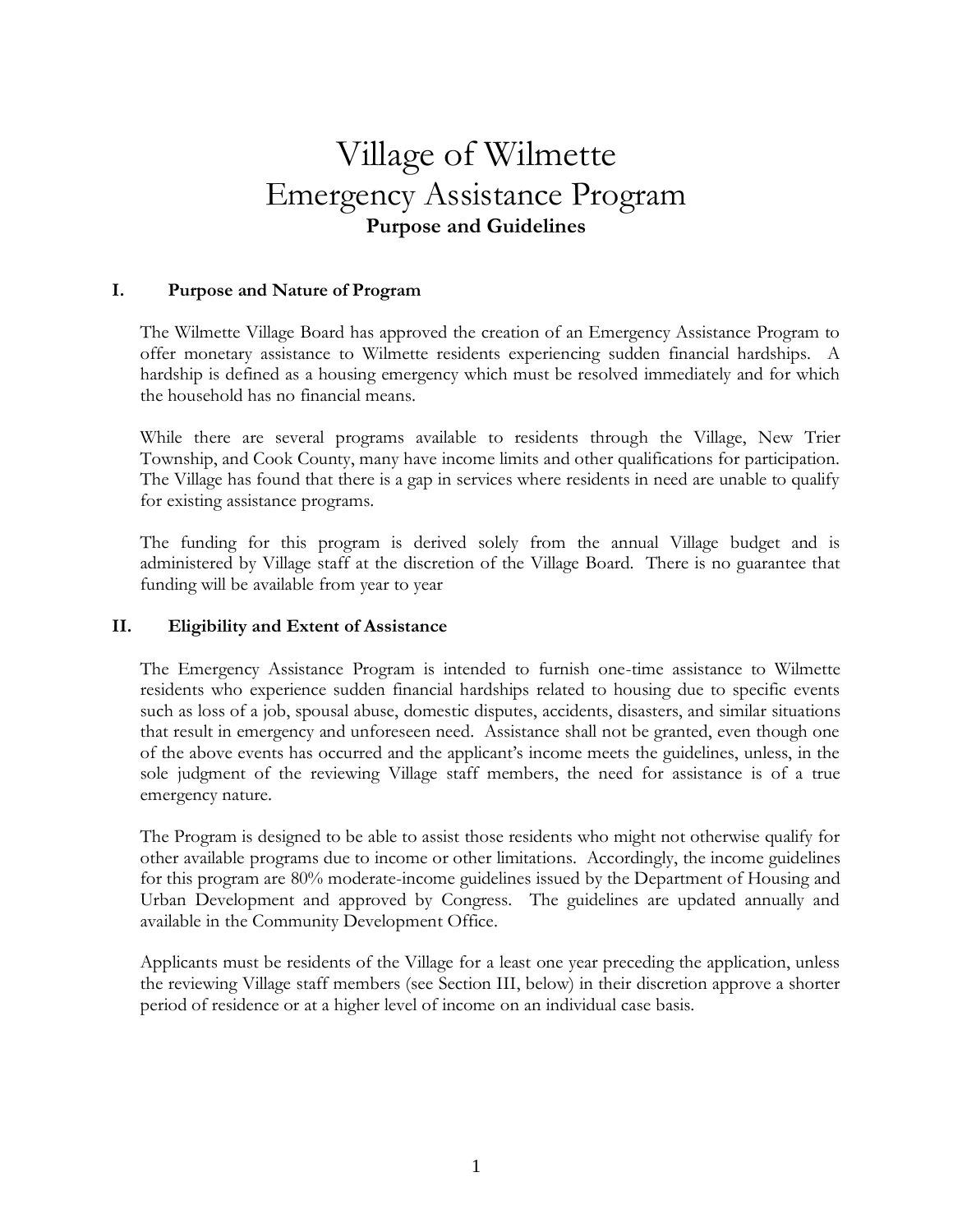# Village of Wilmette
# Emergency Assistance Program
## Purpose and Guidelines

### I. Purpose and Nature of Program

The Wilmette Village Board has approved the creation of an Emergency Assistance Program to offer monetary assistance to Wilmette residents experiencing sudden financial hardships. A hardship is defined as a housing emergency which must be resolved immediately and for which the household has no financial means.

While there are several programs available to residents through the Village, New Trier Township, and Cook County, many have income limits and other qualifications for participation. The Village has found that there is a gap in services where residents in need are unable to qualify for existing assistance programs.

The funding for this program is derived solely from the annual Village budget and is administered by Village staff at the discretion of the Village Board. There is no guarantee that funding will be available from year to year

### II. Eligibility and Extent of Assistance

The Emergency Assistance Program is intended to furnish one-time assistance to Wilmette residents who experience sudden financial hardships related to housing due to specific events such as loss of a job, spousal abuse, domestic disputes, accidents, disasters, and similar situations that result in emergency and unforeseen need. Assistance shall not be granted, even though one of the above events has occurred and the applicant's income meets the guidelines, unless, in the sole judgment of the reviewing Village staff members, the need for assistance is of a true emergency nature.

The Program is designed to be able to assist those residents who might not otherwise qualify for other available programs due to income or other limitations. Accordingly, the income guidelines for this program are 80% moderate-income guidelines issued by the Department of Housing and Urban Development and approved by Congress. The guidelines are updated annually and available in the Community Development Office.

Applicants must be residents of the Village for a least one year preceding the application, unless the reviewing Village staff members (see Section III, below) in their discretion approve a shorter period of residence or at a higher level of income on an individual case basis.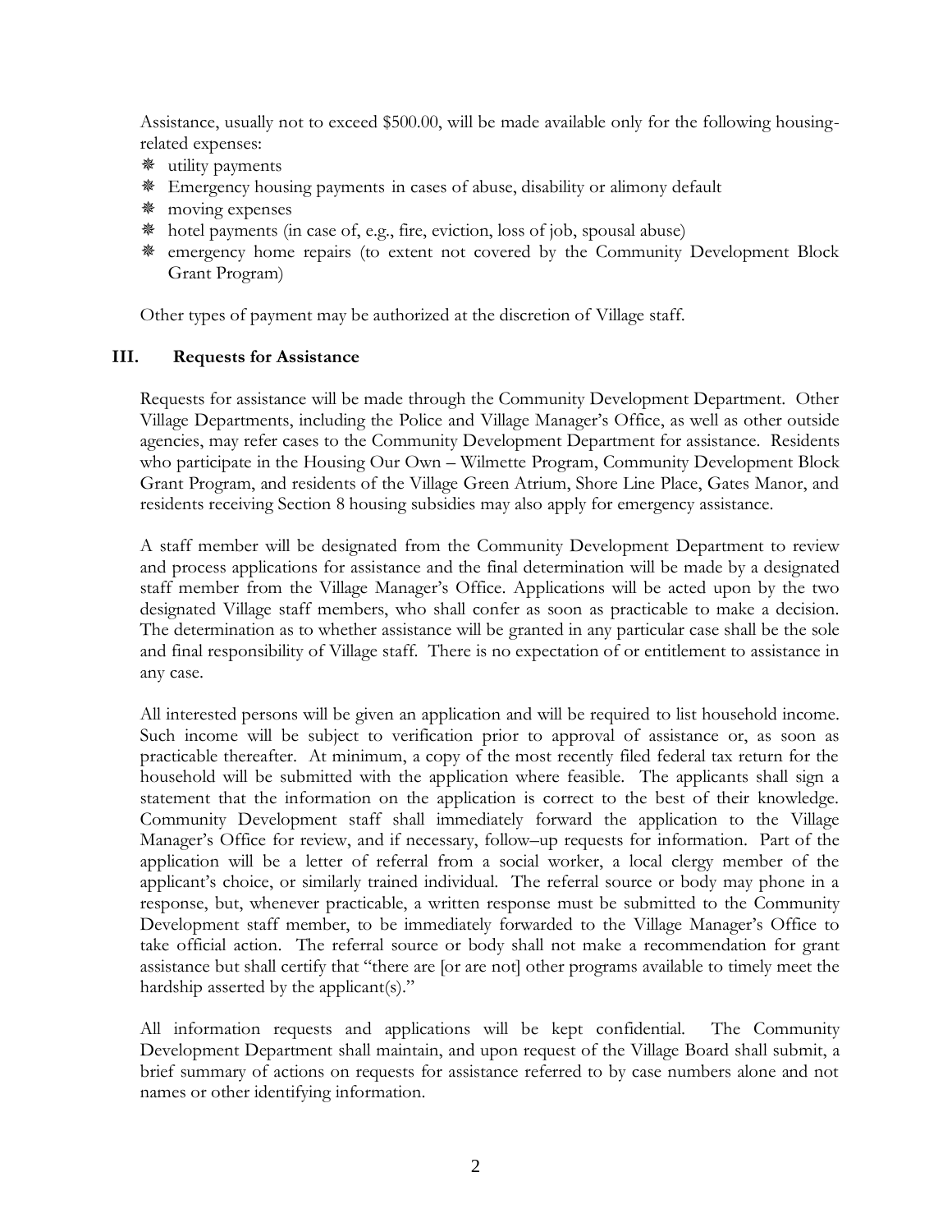Assistance, usually not to exceed $500.00, will be made available only for the following housing-related expenses:

- utility payments
- Emergency housing payments in cases of abuse, disability or alimony default
- moving expenses
- hotel payments (in case of, e.g., fire, eviction, loss of job, spousal abuse)
- emergency home repairs (to extent not covered by the Community Development Block Grant Program)

Other types of payment may be authorized at the discretion of Village staff.

## III. Requests for Assistance

Requests for assistance will be made through the Community Development Department. Other Village Departments, including the Police and Village Manager's Office, as well as other outside agencies, may refer cases to the Community Development Department for assistance. Residents who participate in the Housing Our Own – Wilmette Program, Community Development Block Grant Program, and residents of the Village Green Atrium, Shore Line Place, Gates Manor, and residents receiving Section 8 housing subsidies may also apply for emergency assistance.

A staff member will be designated from the Community Development Department to review and process applications for assistance and the final determination will be made by a designated staff member from the Village Manager's Office. Applications will be acted upon by the two designated Village staff members, who shall confer as soon as practicable to make a decision. The determination as to whether assistance will be granted in any particular case shall be the sole and final responsibility of Village staff. There is no expectation of or entitlement to assistance in any case.

All interested persons will be given an application and will be required to list household income. Such income will be subject to verification prior to approval of assistance or, as soon as practicable thereafter. At minimum, a copy of the most recently filed federal tax return for the household will be submitted with the application where feasible. The applicants shall sign a statement that the information on the application is correct to the best of their knowledge. Community Development staff shall immediately forward the application to the Village Manager's Office for review, and if necessary, follow–up requests for information. Part of the application will be a letter of referral from a social worker, a local clergy member of the applicant's choice, or similarly trained individual. The referral source or body may phone in a response, but, whenever practicable, a written response must be submitted to the Community Development staff member, to be immediately forwarded to the Village Manager's Office to take official action. The referral source or body shall not make a recommendation for grant assistance but shall certify that "there are [or are not] other programs available to timely meet the hardship asserted by the applicant(s)."

All information requests and applications will be kept confidential. The Community Development Department shall maintain, and upon request of the Village Board shall submit, a brief summary of actions on requests for assistance referred to by case numbers alone and not names or other identifying information.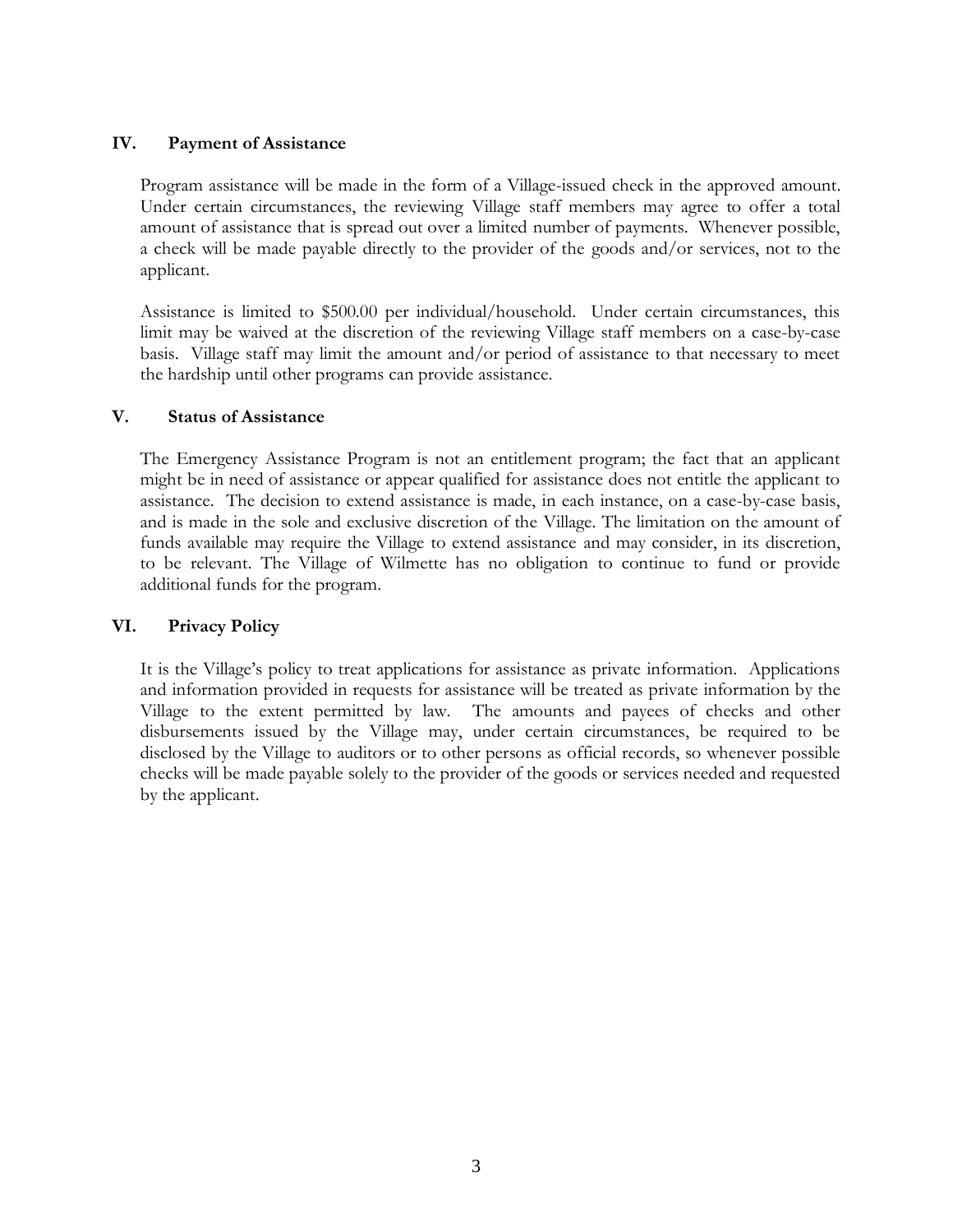## IV. Payment of Assistance

Program assistance will be made in the form of a Village-issued check in the approved amount. Under certain circumstances, the reviewing Village staff members may agree to offer a total amount of assistance that is spread out over a limited number of payments. Whenever possible, a check will be made payable directly to the provider of the goods and/or services, not to the applicant.

Assistance is limited to $500.00 per individual/household. Under certain circumstances, this limit may be waived at the discretion of the reviewing Village staff members on a case-by-case basis. Village staff may limit the amount and/or period of assistance to that necessary to meet the hardship until other programs can provide assistance.

## V. Status of Assistance

The Emergency Assistance Program is not an entitlement program; the fact that an applicant might be in need of assistance or appear qualified for assistance does not entitle the applicant to assistance. The decision to extend assistance is made, in each instance, on a case-by-case basis, and is made in the sole and exclusive discretion of the Village. The limitation on the amount of funds available may require the Village to extend assistance and may consider, in its discretion, to be relevant. The Village of Wilmette has no obligation to continue to fund or provide additional funds for the program.

## VI. Privacy Policy

It is the Village's policy to treat applications for assistance as private information. Applications and information provided in requests for assistance will be treated as private information by the Village to the extent permitted by law. The amounts and payees of checks and other disbursements issued by the Village may, under certain circumstances, be required to be disclosed by the Village to auditors or to other persons as official records, so whenever possible checks will be made payable solely to the provider of the goods or services needed and requested by the applicant.